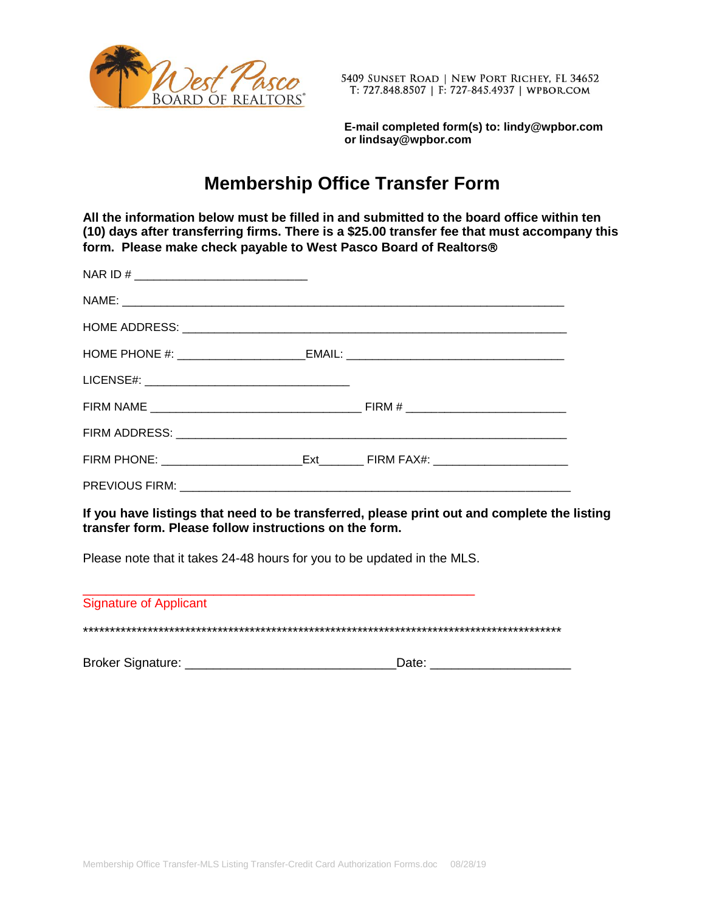West Pasco BOARD OF REALTORS®

5409 SUNSET ROAD | NEW PORT RICHEY, FL 34652
T: 727.848.8507 | F: 727-845.4937 | WPBOR.COM

**E-mail completed form(s) to: lindy@wpbor.com or lindsay@wpbor.com**

# Membership Office Transfer Form

**All the information below must be filled in and submitted to the board office within ten (10) days after transferring firms. There is a $25.00 transfer fee that must accompany this form. Please make check payable to West Pasco Board of Realtors®**

NAR ID # ___________________________

NAME: ____________________________________________________________________

HOME ADDRESS: ____________________________________________________________

HOME PHONE #: ____________________EMAIL: __________________________________

LICENSE#: ________________________________

FIRM NAME _________________________________ FIRM # _________________________

FIRM ADDRESS: ____________________________________________________________

FIRM PHONE: ______________________Ext_______ FIRM FAX#: ____________________

PREVIOUS FIRM: ____________________________________________________________

**If you have listings that need to be transferred, please print out and complete the listing transfer form. Please follow instructions on the form.**

Please note that it takes 24-48 hours for you to be updated in the MLS.

_____________________________________________________________

Signature of Applicant

*******************************************************************************************

Broker Signature: _________________________________Date: ____________________

Membership Office Transfer-MLS Listing Transfer-Credit Card Authorization Forms.doc 08/28/19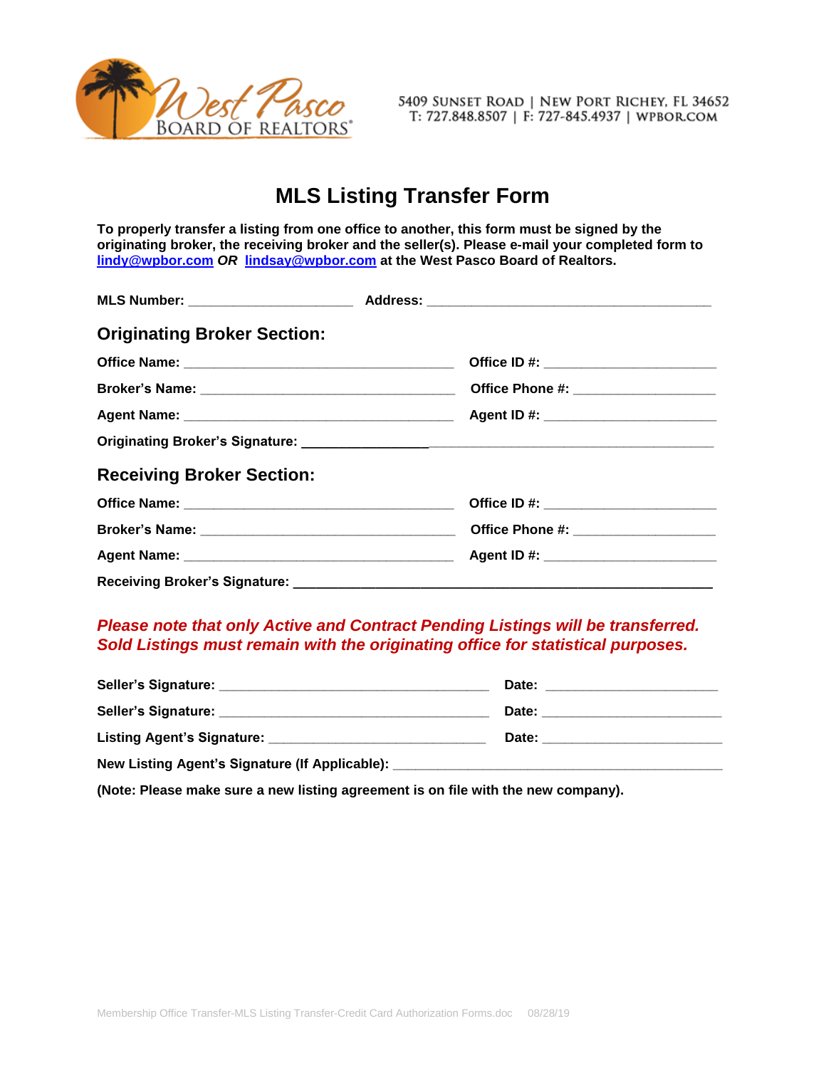West Pasco BOARD OF REALTORS®

5409 SUNSET ROAD | NEW PORT RICHEY, FL 34652
T: 727.848.8507 | F: 727-845.4937 | WPBOR.COM

# MLS Listing Transfer Form

**To properly transfer a listing from one office to another, this form must be signed by the originating broker, the receiving broker and the seller(s). Please e-mail your completed form to lindy@wpbor.com *OR* lindsay@wpbor.com at the West Pasco Board of Realtors.**

**MLS Number:** ______________________ **Address:** ________________________________________

## Originating Broker Section:

**Office Name:** ______________________________________ **Office ID #:** ________________________

**Broker's Name:** ____________________________________ **Office Phone #:** ____________________

**Agent Name:** ______________________________________ **Agent ID #:** ________________________

**Originating Broker's Signature:** __________________________________________________________

## Receiving Broker Section:

**Office Name:** ______________________________________ **Office ID #:** ________________________

**Broker's Name:** ____________________________________ **Office Phone #:** ____________________

**Agent Name:** ______________________________________ **Agent ID #:** ________________________

**Receiving Broker's Signature:** ___________________________________________________________

***Please note that only Active and Contract Pending Listings will be transferred. Sold Listings must remain with the originating office for statistical purposes.***

**Seller's Signature:** ______________________________________ **Date:** ________________________

**Seller's Signature:** ______________________________________ **Date:** ________________________

**Listing Agent's Signature:** ______________________________ **Date:** ________________________

**New Listing Agent's Signature (If Applicable):** ______________________________________________

**(Note: Please make sure a new listing agreement is on file with the new company).**

Membership Office Transfer-MLS Listing Transfer-Credit Card Authorization Forms.doc 08/28/19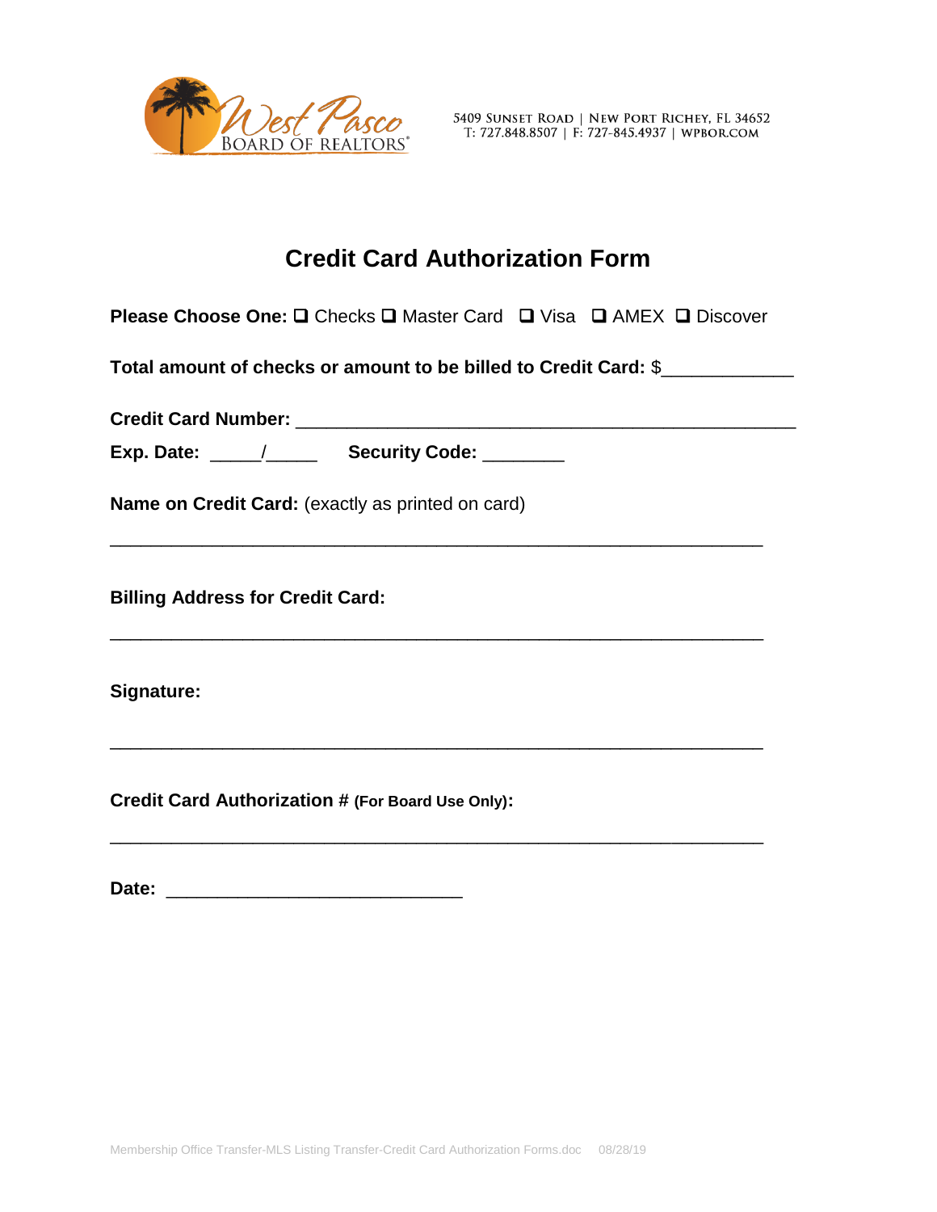West Pasco BOARD OF REALTORS®

5409 SUNSET ROAD | NEW PORT RICHEY, FL 34652
T: 727.848.8507 | F: 727-845.4937 | WPBOR.COM

# Credit Card Authorization Form

**Please Choose One:** ❑ Checks ❑ Master Card ❑ Visa ❑ AMEX ❑ Discover

**Total amount of checks or amount to be billed to Credit Card:** $____________

**Credit Card Number:** ______________________________________________

**Exp. Date:** _____/_____ **Security Code:** ________

**Name on Credit Card:** (exactly as printed on card)

_______________________________________________________________

**Billing Address for Credit Card:**

_______________________________________________________________

**Signature:**

_______________________________________________________________

**Credit Card Authorization # (For Board Use Only):**

_______________________________________________________________

**Date:** ____________________________

Membership Office Transfer-MLS Listing Transfer-Credit Card Authorization Forms.doc 08/28/19